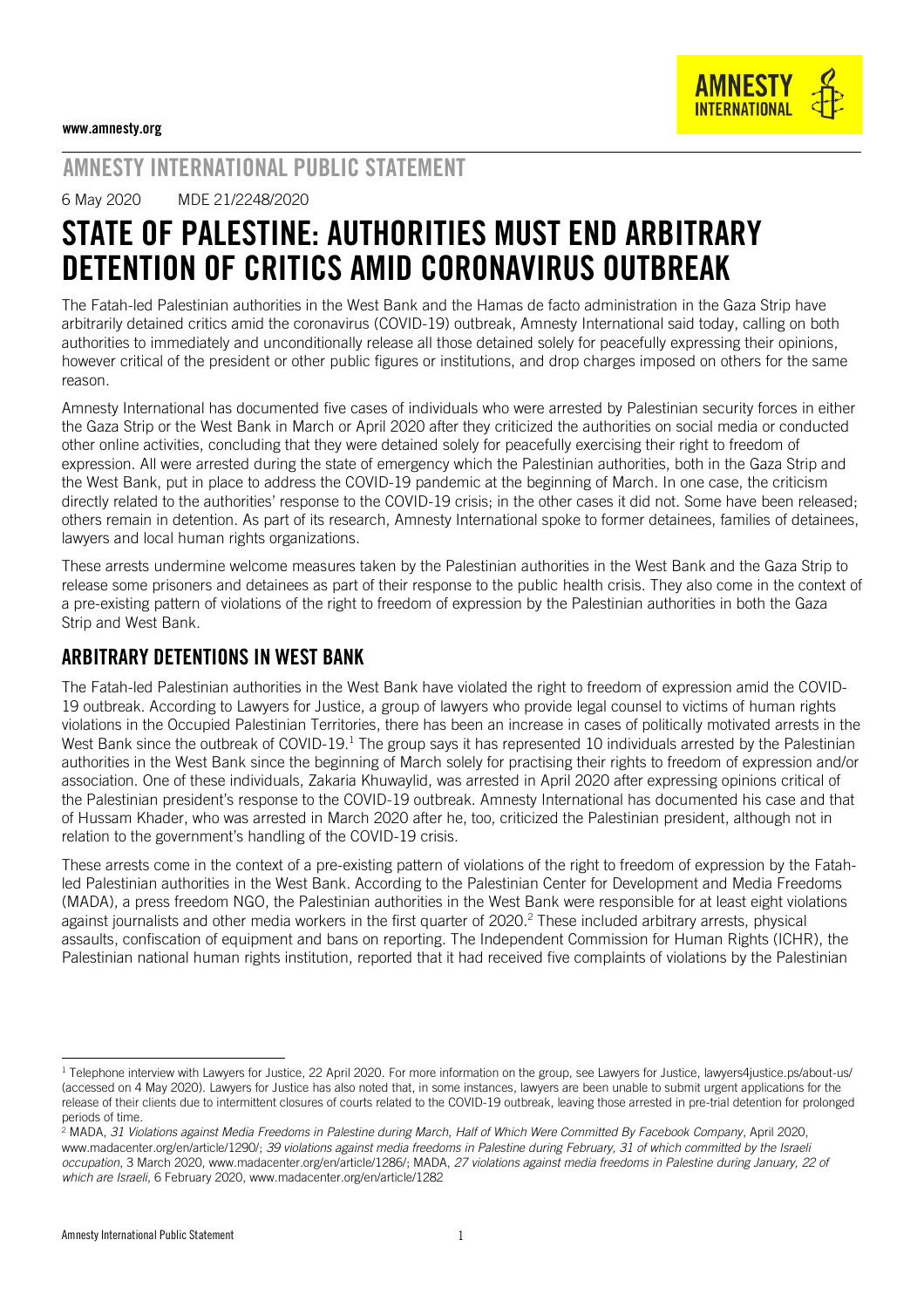www.amnesty.org

AMNESTY INTERNATIONAL PUBLIC STATEMENT

6 May 2020 MDE 21/2248/2020

# STATE OF PALESTINE: AUTHORITIES MUST END ARBITRARY DETENTION OF CRITICS AMID CORONAVIRUS OUTBREAK

The Fatah-led Palestinian authorities in the West Bank and the Hamas de facto administration in the Gaza Strip have arbitrarily detained critics amid the coronavirus (COVID-19) outbreak, Amnesty International said today, calling on both authorities to immediately and unconditionally release all those detained solely for peacefully expressing their opinions, however critical of the president or other public figures or institutions, and drop charges imposed on others for the same reason.

Amnesty International has documented five cases of individuals who were arrested by Palestinian security forces in either the Gaza Strip or the West Bank in March or April 2020 after they criticized the authorities on social media or conducted other online activities, concluding that they were detained solely for peacefully exercising their right to freedom of expression. All were arrested during the state of emergency which the Palestinian authorities, both in the Gaza Strip and the West Bank, put in place to address the COVID-19 pandemic at the beginning of March. In one case, the criticism directly related to the authorities' response to the COVID-19 crisis; in the other cases it did not. Some have been released; others remain in detention. As part of its research, Amnesty International spoke to former detainees, families of detainees, lawyers and local human rights organizations.

These arrests undermine welcome measures taken by the Palestinian authorities in the West Bank and the Gaza Strip to release some prisoners and detainees as part of their response to the public health crisis. They also come in the context of a pre-existing pattern of violations of the right to freedom of expression by the Palestinian authorities in both the Gaza Strip and West Bank.

## ARBITRARY DETENTIONS IN WEST BANK

The Fatah-led Palestinian authorities in the West Bank have violated the right to freedom of expression amid the COVID-19 outbreak. According to Lawyers for Justice, a group of lawyers who provide legal counsel to victims of human rights violations in the Occupied Palestinian Territories, there has been an increase in cases of politically motivated arrests in the West Bank since the outbreak of COVID-19.[1] The group says it has represented 10 individuals arrested by the Palestinian authorities in the West Bank since the beginning of March solely for practising their rights to freedom of expression and/or association. One of these individuals, Zakaria Khuwaylid, was arrested in April 2020 after expressing opinions critical of the Palestinian president's response to the COVID-19 outbreak. Amnesty International has documented his case and that of Hussam Khader, who was arrested in March 2020 after he, too, criticized the Palestinian president, although not in relation to the government's handling of the COVID-19 crisis.

These arrests come in the context of a pre-existing pattern of violations of the right to freedom of expression by the Fatah-led Palestinian authorities in the West Bank. According to the Palestinian Center for Development and Media Freedoms (MADA), a press freedom NGO, the Palestinian authorities in the West Bank were responsible for at least eight violations against journalists and other media workers in the first quarter of 2020.[2] These included arbitrary arrests, physical assaults, confiscation of equipment and bans on reporting. The Independent Commission for Human Rights (ICHR), the Palestinian national human rights institution, reported that it had received five complaints of violations by the Palestinian

---

[1] Telephone interview with Lawyers for Justice, 22 April 2020. For more information on the group, see Lawyers for Justice, lawyers4justice.ps/about-us/ (accessed on 4 May 2020). Lawyers for Justice has also noted that, in some instances, lawyers are been unable to submit urgent applications for the release of their clients due to intermittent closures of courts related to the COVID-19 outbreak, leaving those arrested in pre-trial detention for prolonged periods of time.

[2] MADA, *31 Violations against Media Freedoms in Palestine during March, Half of Which Were Committed By Facebook Company*, April 2020, www.madacenter.org/en/article/1290/; *39 violations against media freedoms in Palestine during February, 31 of which committed by the Israeli occupation*, 3 March 2020, www.madacenter.org/en/article/1286/; MADA, *27 violations against media freedoms in Palestine during January, 22 of which are Israeli*, 6 February 2020, www.madacenter.org/en/article/1282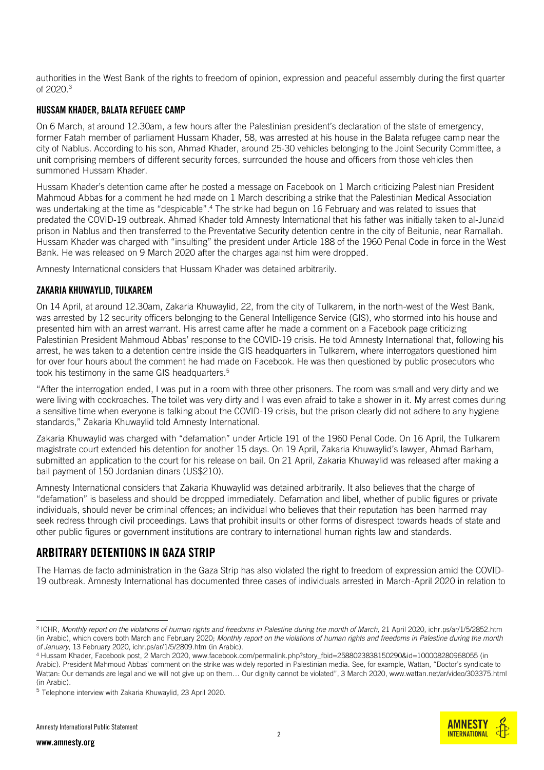authorities in the West Bank of the rights to freedom of opinion, expression and peaceful assembly during the first quarter of 2020.[3]

### HUSSAM KHADER, BALATA REFUGEE CAMP

On 6 March, at around 12.30am, a few hours after the Palestinian president's declaration of the state of emergency, former Fatah member of parliament Hussam Khader, 58, was arrested at his house in the Balata refugee camp near the city of Nablus. According to his son, Ahmad Khader, around 25-30 vehicles belonging to the Joint Security Committee, a unit comprising members of different security forces, surrounded the house and officers from those vehicles then summoned Hussam Khader.

Hussam Khader's detention came after he posted a message on Facebook on 1 March criticizing Palestinian President Mahmoud Abbas for a comment he had made on 1 March describing a strike that the Palestinian Medical Association was undertaking at the time as "despicable".[4] The strike had begun on 16 February and was related to issues that predated the COVID-19 outbreak. Ahmad Khader told Amnesty International that his father was initially taken to al-Junaid prison in Nablus and then transferred to the Preventative Security detention centre in the city of Beitunia, near Ramallah. Hussam Khader was charged with "insulting" the president under Article 188 of the 1960 Penal Code in force in the West Bank. He was released on 9 March 2020 after the charges against him were dropped.

Amnesty International considers that Hussam Khader was detained arbitrarily.

### ZAKARIA KHUWAYLID, TULKAREM

On 14 April, at around 12.30am, Zakaria Khuwaylid, 22, from the city of Tulkarem, in the north-west of the West Bank, was arrested by 12 security officers belonging to the General Intelligence Service (GIS), who stormed into his house and presented him with an arrest warrant. His arrest came after he made a comment on a Facebook page criticizing Palestinian President Mahmoud Abbas' response to the COVID-19 crisis. He told Amnesty International that, following his arrest, he was taken to a detention centre inside the GIS headquarters in Tulkarem, where interrogators questioned him for over four hours about the comment he had made on Facebook. He was then questioned by public prosecutors who took his testimony in the same GIS headquarters.[5]

"After the interrogation ended, I was put in a room with three other prisoners. The room was small and very dirty and we were living with cockroaches. The toilet was very dirty and I was even afraid to take a shower in it. My arrest comes during a sensitive time when everyone is talking about the COVID-19 crisis, but the prison clearly did not adhere to any hygiene standards," Zakaria Khuwaylid told Amnesty International.

Zakaria Khuwaylid was charged with "defamation" under Article 191 of the 1960 Penal Code. On 16 April, the Tulkarem magistrate court extended his detention for another 15 days. On 19 April, Zakaria Khuwaylid's lawyer, Ahmad Barham, submitted an application to the court for his release on bail. On 21 April, Zakaria Khuwaylid was released after making a bail payment of 150 Jordanian dinars (US$210).

Amnesty International considers that Zakaria Khuwaylid was detained arbitrarily. It also believes that the charge of "defamation" is baseless and should be dropped immediately. Defamation and libel, whether of public figures or private individuals, should never be criminal offences; an individual who believes that their reputation has been harmed may seek redress through civil proceedings. Laws that prohibit insults or other forms of disrespect towards heads of state and other public figures or government institutions are contrary to international human rights law and standards.

## ARBITRARY DETENTIONS IN GAZA STRIP

The Hamas de facto administration in the Gaza Strip has also violated the right to freedom of expression amid the COVID-19 outbreak. Amnesty International has documented three cases of individuals arrested in March-April 2020 in relation to

---

[3] ICHR, *Monthly report on the violations of human rights and freedoms in Palestine during the month of March,* 21 April 2020, ichr.ps/ar/1/5/2852.htm (in Arabic), which covers both March and February 2020; *Monthly report on the violations of human rights and freedoms in Palestine during the month of January,* 13 February 2020, ichr.ps/ar/1/5/2809.htm (in Arabic).

[4] Hussam Khader, Facebook post, 2 March 2020, www.facebook.com/permalink.php?story_fbid=2588023838150290&id=100008280968055 (in Arabic). President Mahmoud Abbas' comment on the strike was widely reported in Palestinian media. See, for example, Wattan, "Doctor's syndicate to Wattan: Our demands are legal and we will not give up on them… Our dignity cannot be violated", 3 March 2020, www.wattan.net/ar/video/303375.html (in Arabic).

[5] Telephone interview with Zakaria Khuwaylid, 23 April 2020.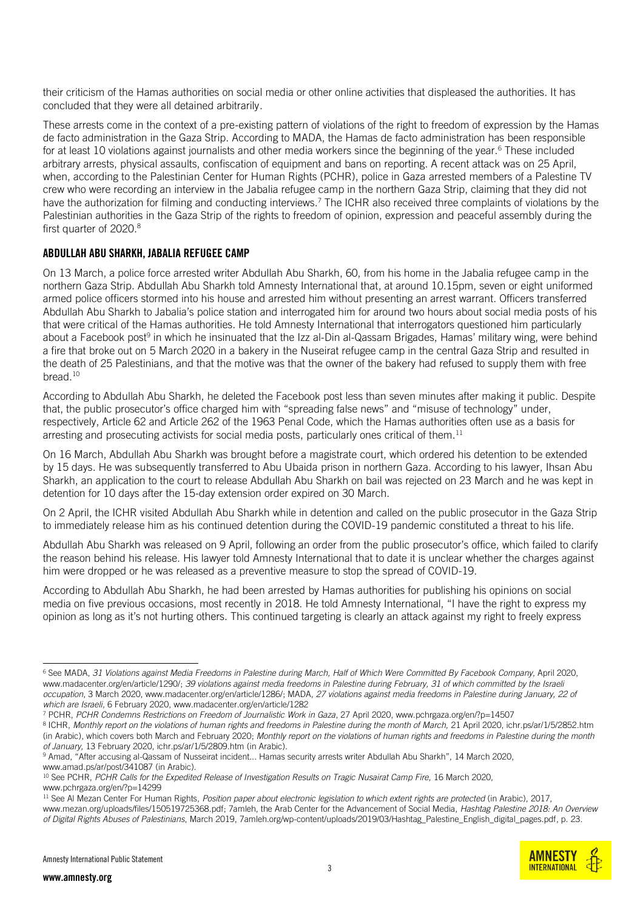their criticism of the Hamas authorities on social media or other online activities that displeased the authorities. It has concluded that they were all detained arbitrarily.

These arrests come in the context of a pre-existing pattern of violations of the right to freedom of expression by the Hamas de facto administration in the Gaza Strip. According to MADA, the Hamas de facto administration has been responsible for at least 10 violations against journalists and other media workers since the beginning of the year.[6] These included arbitrary arrests, physical assaults, confiscation of equipment and bans on reporting. A recent attack was on 25 April, when, according to the Palestinian Center for Human Rights (PCHR), police in Gaza arrested members of a Palestine TV crew who were recording an interview in the Jabalia refugee camp in the northern Gaza Strip, claiming that they did not have the authorization for filming and conducting interviews.[7] The ICHR also received three complaints of violations by the Palestinian authorities in the Gaza Strip of the rights to freedom of opinion, expression and peaceful assembly during the first quarter of 2020.[8]

## ABDULLAH ABU SHARKH, JABALIA REFUGEE CAMP

On 13 March, a police force arrested writer Abdullah Abu Sharkh, 60, from his home in the Jabalia refugee camp in the northern Gaza Strip. Abdullah Abu Sharkh told Amnesty International that, at around 10.15pm, seven or eight uniformed armed police officers stormed into his house and arrested him without presenting an arrest warrant. Officers transferred Abdullah Abu Sharkh to Jabalia's police station and interrogated him for around two hours about social media posts of his that were critical of the Hamas authorities. He told Amnesty International that interrogators questioned him particularly about a Facebook post[9] in which he insinuated that the Izz al-Din al-Qassam Brigades, Hamas' military wing, were behind a fire that broke out on 5 March 2020 in a bakery in the Nuseirat refugee camp in the central Gaza Strip and resulted in the death of 25 Palestinians, and that the motive was that the owner of the bakery had refused to supply them with free bread.[10]

According to Abdullah Abu Sharkh, he deleted the Facebook post less than seven minutes after making it public. Despite that, the public prosecutor's office charged him with "spreading false news" and "misuse of technology" under, respectively, Article 62 and Article 262 of the 1963 Penal Code, which the Hamas authorities often use as a basis for arresting and prosecuting activists for social media posts, particularly ones critical of them.[11]

On 16 March, Abdullah Abu Sharkh was brought before a magistrate court, which ordered his detention to be extended by 15 days. He was subsequently transferred to Abu Ubaida prison in northern Gaza. According to his lawyer, Ihsan Abu Sharkh, an application to the court to release Abdullah Abu Sharkh on bail was rejected on 23 March and he was kept in detention for 10 days after the 15-day extension order expired on 30 March.

On 2 April, the ICHR visited Abdullah Abu Sharkh while in detention and called on the public prosecutor in the Gaza Strip to immediately release him as his continued detention during the COVID-19 pandemic constituted a threat to his life.

Abdullah Abu Sharkh was released on 9 April, following an order from the public prosecutor's office, which failed to clarify the reason behind his release. His lawyer told Amnesty International that to date it is unclear whether the charges against him were dropped or he was released as a preventive measure to stop the spread of COVID-19.

According to Abdullah Abu Sharkh, he had been arrested by Hamas authorities for publishing his opinions on social media on five previous occasions, most recently in 2018. He told Amnesty International, "I have the right to express my opinion as long as it's not hurting others. This continued targeting is clearly an attack against my right to freely express

---

[6] See MADA, *31 Violations against Media Freedoms in Palestine during March, Half of Which Were Committed By Facebook Company*, April 2020, www.madacenter.org/en/article/1290/; *39 violations against media freedoms in Palestine during February, 31 of which committed by the Israeli occupation*, 3 March 2020, www.madacenter.org/en/article/1286/; MADA, *27 violations against media freedoms in Palestine during January, 22 of which are Israeli*, 6 February 2020, www.madacenter.org/en/article/1282

[7] PCHR, *PCHR Condemns Restrictions on Freedom of Journalistic Work in Gaza*, 27 April 2020, www.pchrgaza.org/en/?p=14507

[8] ICHR, *Monthly report on the violations of human rights and freedoms in Palestine during the month of March*, 21 April 2020, ichr.ps/ar/1/5/2852.htm (in Arabic), which covers both March and February 2020; *Monthly report on the violations of human rights and freedoms in Palestine during the month of January*, 13 February 2020, ichr.ps/ar/1/5/2809.htm (in Arabic).

[9] Amad, "After accusing al-Qassam of Nusseirat incident… Hamas security arrests writer Abdullah Abu Sharkh", 14 March 2020, www.amad.ps/ar/post/341087 (in Arabic).

[10] See PCHR, *PCHR Calls for the Expedited Release of Investigation Results on Tragic Nusairat Camp Fire*, 16 March 2020, www.pchrgaza.org/en/?p=14299

[11] See Al Mezan Center For Human Rights, *Position paper about electronic legislation to which extent rights are protected* (in Arabic), 2017, www.mezan.org/uploads/files/150519725368.pdf; 7amleh, the Arab Center for the Advancement of Social Media, *Hashtag Palestine 2018: An Overview of Digital Rights Abuses of Palestinians*, March 2019, 7amleh.org/wp-content/uploads/2019/03/Hashtag_Palestine_English_digital_pages.pdf, p. 23.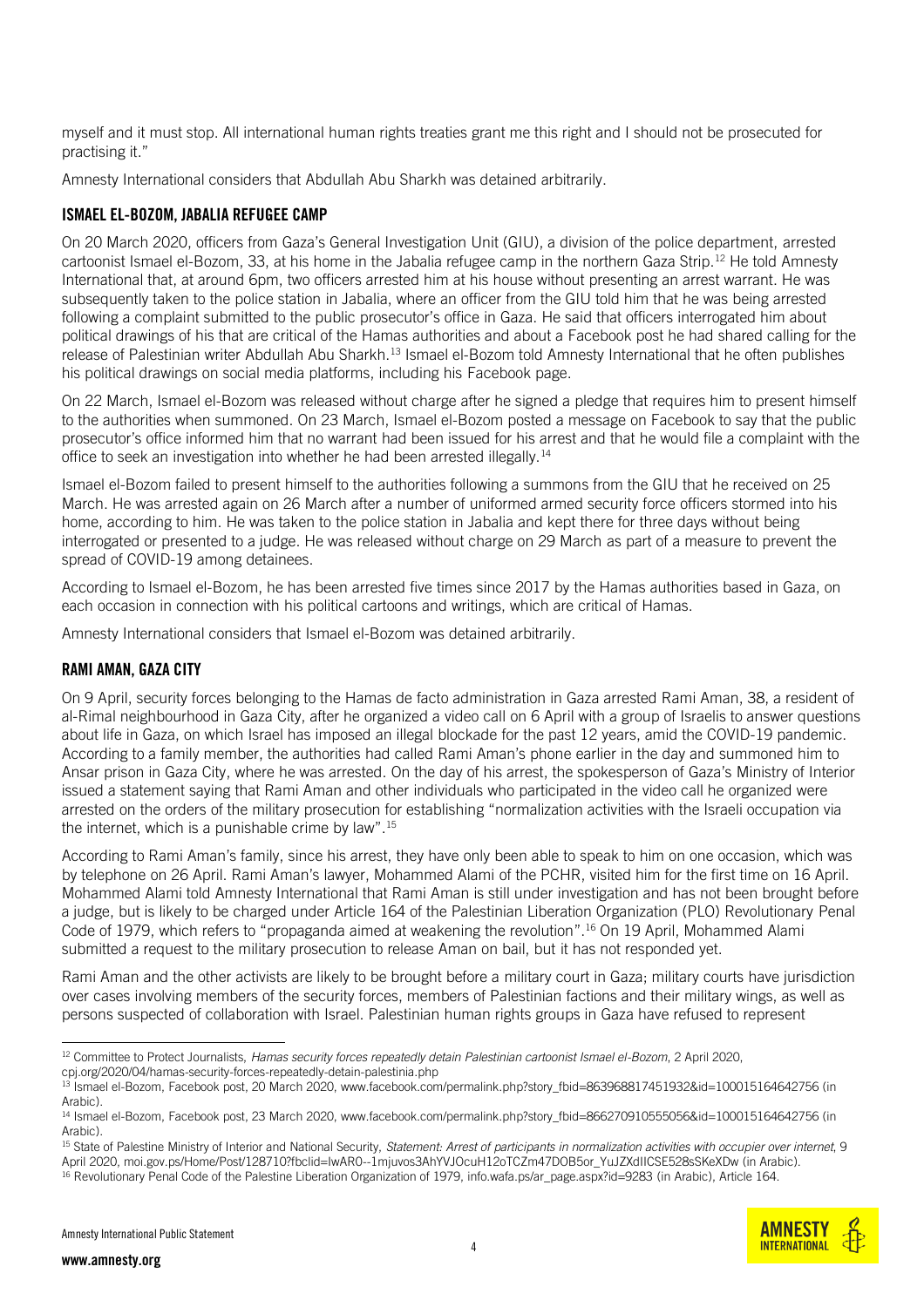myself and it must stop. All international human rights treaties grant me this right and I should not be prosecuted for practising it."

Amnesty International considers that Abdullah Abu Sharkh was detained arbitrarily.

### ISMAEL EL-BOZOM, JABALIA REFUGEE CAMP

On 20 March 2020, officers from Gaza's General Investigation Unit (GIU), a division of the police department, arrested cartoonist Ismael el-Bozom, 33, at his home in the Jabalia refugee camp in the northern Gaza Strip.[12] He told Amnesty International that, at around 6pm, two officers arrested him at his house without presenting an arrest warrant. He was subsequently taken to the police station in Jabalia, where an officer from the GIU told him that he was being arrested following a complaint submitted to the public prosecutor's office in Gaza. He said that officers interrogated him about political drawings of his that are critical of the Hamas authorities and about a Facebook post he had shared calling for the release of Palestinian writer Abdullah Abu Sharkh.[13] Ismael el-Bozom told Amnesty International that he often publishes his political drawings on social media platforms, including his Facebook page.

On 22 March, Ismael el-Bozom was released without charge after he signed a pledge that requires him to present himself to the authorities when summoned. On 23 March, Ismael el-Bozom posted a message on Facebook to say that the public prosecutor's office informed him that no warrant had been issued for his arrest and that he would file a complaint with the office to seek an investigation into whether he had been arrested illegally.[14]

Ismael el-Bozom failed to present himself to the authorities following a summons from the GIU that he received on 25 March. He was arrested again on 26 March after a number of uniformed armed security force officers stormed into his home, according to him. He was taken to the police station in Jabalia and kept there for three days without being interrogated or presented to a judge. He was released without charge on 29 March as part of a measure to prevent the spread of COVID-19 among detainees.

According to Ismael el-Bozom, he has been arrested five times since 2017 by the Hamas authorities based in Gaza, on each occasion in connection with his political cartoons and writings, which are critical of Hamas.

Amnesty International considers that Ismael el-Bozom was detained arbitrarily.

### RAMI AMAN, GAZA CITY

On 9 April, security forces belonging to the Hamas de facto administration in Gaza arrested Rami Aman, 38, a resident of al-Rimal neighbourhood in Gaza City, after he organized a video call on 6 April with a group of Israelis to answer questions about life in Gaza, on which Israel has imposed an illegal blockade for the past 12 years, amid the COVID-19 pandemic. According to a family member, the authorities had called Rami Aman's phone earlier in the day and summoned him to Ansar prison in Gaza City, where he was arrested. On the day of his arrest, the spokesperson of Gaza's Ministry of Interior issued a statement saying that Rami Aman and other individuals who participated in the video call he organized were arrested on the orders of the military prosecution for establishing "normalization activities with the Israeli occupation via the internet, which is a punishable crime by law".[15]

According to Rami Aman's family, since his arrest, they have only been able to speak to him on one occasion, which was by telephone on 26 April. Rami Aman's lawyer, Mohammed Alami of the PCHR, visited him for the first time on 16 April. Mohammed Alami told Amnesty International that Rami Aman is still under investigation and has not been brought before a judge, but is likely to be charged under Article 164 of the Palestinian Liberation Organization (PLO) Revolutionary Penal Code of 1979, which refers to "propaganda aimed at weakening the revolution".[16] On 19 April, Mohammed Alami submitted a request to the military prosecution to release Aman on bail, but it has not responded yet.

Rami Aman and the other activists are likely to be brought before a military court in Gaza; military courts have jurisdiction over cases involving members of the security forces, members of Palestinian factions and their military wings, as well as persons suspected of collaboration with Israel. Palestinian human rights groups in Gaza have refused to represent

---

[12] Committee to Protect Journalists, *Hamas security forces repeatedly detain Palestinian cartoonist Ismael el-Bozom*, 2 April 2020, cpj.org/2020/04/hamas-security-forces-repeatedly-detain-palestinia.php

[13] Ismael el-Bozom, Facebook post, 20 March 2020, www.facebook.com/permalink.php?story_fbid=863968817451932&id=100015164642756 (in Arabic).

[14] Ismael el-Bozom, Facebook post, 23 March 2020, www.facebook.com/permalink.php?story_fbid=866270910555056&id=100015164642756 (in Arabic).

[15] State of Palestine Ministry of Interior and National Security, *Statement: Arrest of participants in normalization activities with occupier over internet*, 9 April 2020, moi.gov.ps/Home/Post/128710?fbclid=IwAR0--1mjuvos3AhYVJOcuH12oTCZm47DOB5or_YuJZXdIICSE528sSKeXDw (in Arabic).

[16] Revolutionary Penal Code of the Palestine Liberation Organization of 1979, info.wafa.ps/ar_page.aspx?id=9283 (in Arabic), Article 164.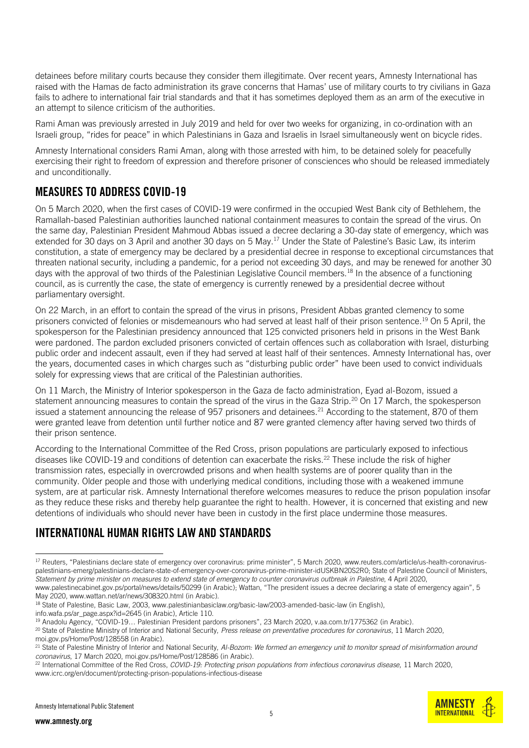detainees before military courts because they consider them illegitimate. Over recent years, Amnesty International has raised with the Hamas de facto administration its grave concerns that Hamas' use of military courts to try civilians in Gaza fails to adhere to international fair trial standards and that it has sometimes deployed them as an arm of the executive in an attempt to silence criticism of the authorities.

Rami Aman was previously arrested in July 2019 and held for over two weeks for organizing, in co-ordination with an Israeli group, "rides for peace" in which Palestinians in Gaza and Israelis in Israel simultaneously went on bicycle rides.

Amnesty International considers Rami Aman, along with those arrested with him, to be detained solely for peacefully exercising their right to freedom of expression and therefore prisoner of consciences who should be released immediately and unconditionally.

## MEASURES TO ADDRESS COVID-19

On 5 March 2020, when the first cases of COVID-19 were confirmed in the occupied West Bank city of Bethlehem, the Ramallah-based Palestinian authorities launched national containment measures to contain the spread of the virus. On the same day, Palestinian President Mahmoud Abbas issued a decree declaring a 30-day state of emergency, which was extended for 30 days on 3 April and another 30 days on 5 May.[17] Under the State of Palestine's Basic Law, its interim constitution, a state of emergency may be declared by a presidential decree in response to exceptional circumstances that threaten national security, including a pandemic, for a period not exceeding 30 days, and may be renewed for another 30 days with the approval of two thirds of the Palestinian Legislative Council members.[18] In the absence of a functioning council, as is currently the case, the state of emergency is currently renewed by a presidential decree without parliamentary oversight.

On 22 March, in an effort to contain the spread of the virus in prisons, President Abbas granted clemency to some prisoners convicted of felonies or misdemeanours who had served at least half of their prison sentence.[19] On 5 April, the spokesperson for the Palestinian presidency announced that 125 convicted prisoners held in prisons in the West Bank were pardoned. The pardon excluded prisoners convicted of certain offences such as collaboration with Israel, disturbing public order and indecent assault, even if they had served at least half of their sentences. Amnesty International has, over the years, documented cases in which charges such as "disturbing public order" have been used to convict individuals solely for expressing views that are critical of the Palestinian authorities.

On 11 March, the Ministry of Interior spokesperson in the Gaza de facto administration, Eyad al-Bozom, issued a statement announcing measures to contain the spread of the virus in the Gaza Strip.[20] On 17 March, the spokesperson issued a statement announcing the release of 957 prisoners and detainees.[21] According to the statement, 870 of them were granted leave from detention until further notice and 87 were granted clemency after having served two thirds of their prison sentence.

According to the International Committee of the Red Cross, prison populations are particularly exposed to infectious diseases like COVID-19 and conditions of detention can exacerbate the risks.[22] These include the risk of higher transmission rates, especially in overcrowded prisons and when health systems are of poorer quality than in the community. Older people and those with underlying medical conditions, including those with a weakened immune system, are at particular risk. Amnesty International therefore welcomes measures to reduce the prison population insofar as they reduce these risks and thereby help guarantee the right to health. However, it is concerned that existing and new detentions of individuals who should never have been in custody in the first place undermine those measures.

## INTERNATIONAL HUMAN RIGHTS LAW AND STANDARDS

---

[17] Reuters, "Palestinians declare state of emergency over coronavirus: prime minister", 5 March 2020, www.reuters.com/article/us-health-coronavirus-palestinians-emerg/palestinians-declare-state-of-emergency-over-coronavirus-prime-minister-idUSKBN20S2R0; State of Palestine Council of Ministers, *Statement by prime minister on measures to extend state of emergency to counter coronavirus outbreak in Palestine*, 4 April 2020, www.palestinecabinet.gov.ps/portal/news/details/50299 (in Arabic); Wattan, "The president issues a decree declaring a state of emergency again", 5 May 2020, www.wattan.net/ar/news/308320.html (in Arabic).

[18] State of Palestine, Basic Law, 2003, www.palestinianbasiclaw.org/basic-law/2003-amended-basic-law (in English), info.wafa.ps/ar_page.aspx?id=2645 (in Arabic), Article 110.

[19] Anadolu Agency, "COVID-19… Palestinian President pardons prisoners", 23 March 2020, v.aa.com.tr/1775362 (in Arabic).

[20] State of Palestine Ministry of Interior and National Security, *Press release on preventative procedures for coronavirus*, 11 March 2020, moi.gov.ps/Home/Post/128558 (in Arabic).

[21] State of Palestine Ministry of Interior and National Security, *Al-Bozom: We formed an emergency unit to monitor spread of misinformation around coronavirus*, 17 March 2020, moi.gov.ps/Home/Post/128586 (in Arabic).

[22] International Committee of the Red Cross, *COVID-19: Protecting prison populations from infectious coronavirus disease,* 11 March 2020, www.icrc.org/en/document/protecting-prison-populations-infectious-disease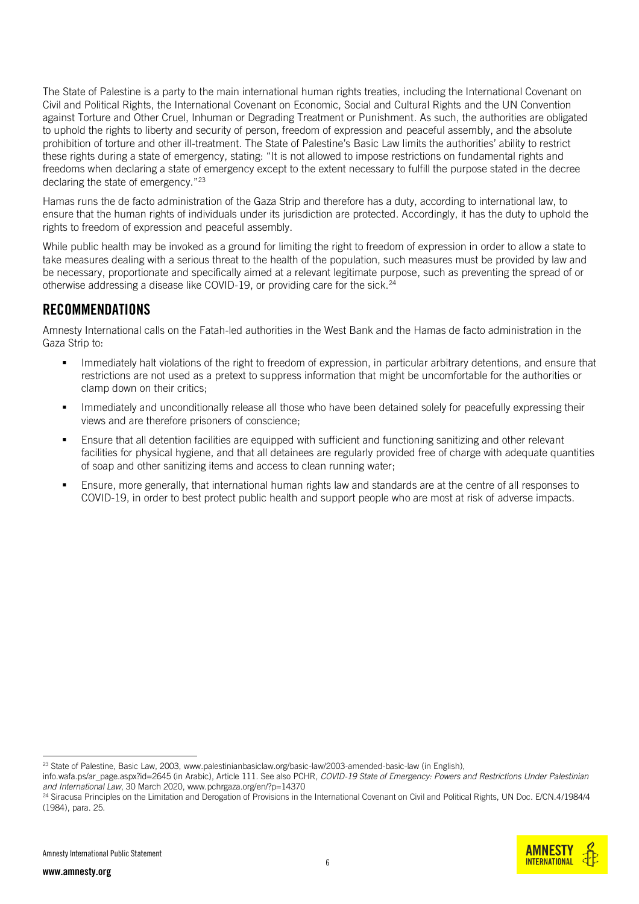The State of Palestine is a party to the main international human rights treaties, including the International Covenant on Civil and Political Rights, the International Covenant on Economic, Social and Cultural Rights and the UN Convention against Torture and Other Cruel, Inhuman or Degrading Treatment or Punishment. As such, the authorities are obligated to uphold the rights to liberty and security of person, freedom of expression and peaceful assembly, and the absolute prohibition of torture and other ill-treatment. The State of Palestine's Basic Law limits the authorities' ability to restrict these rights during a state of emergency, stating: "It is not allowed to impose restrictions on fundamental rights and freedoms when declaring a state of emergency except to the extent necessary to fulfill the purpose stated in the decree declaring the state of emergency."[23]

Hamas runs the de facto administration of the Gaza Strip and therefore has a duty, according to international law, to ensure that the human rights of individuals under its jurisdiction are protected. Accordingly, it has the duty to uphold the rights to freedom of expression and peaceful assembly.

While public health may be invoked as a ground for limiting the right to freedom of expression in order to allow a state to take measures dealing with a serious threat to the health of the population, such measures must be provided by law and be necessary, proportionate and specifically aimed at a relevant legitimate purpose, such as preventing the spread of or otherwise addressing a disease like COVID-19, or providing care for the sick.[24]

## RECOMMENDATIONS

Amnesty International calls on the Fatah-led authorities in the West Bank and the Hamas de facto administration in the Gaza Strip to:

- Immediately halt violations of the right to freedom of expression, in particular arbitrary detentions, and ensure that restrictions are not used as a pretext to suppress information that might be uncomfortable for the authorities or clamp down on their critics;
- Immediately and unconditionally release all those who have been detained solely for peacefully expressing their views and are therefore prisoners of conscience;
- Ensure that all detention facilities are equipped with sufficient and functioning sanitizing and other relevant facilities for physical hygiene, and that all detainees are regularly provided free of charge with adequate quantities of soap and other sanitizing items and access to clean running water;
- Ensure, more generally, that international human rights law and standards are at the centre of all responses to COVID-19, in order to best protect public health and support people who are most at risk of adverse impacts.

---

[23] State of Palestine, Basic Law, 2003, www.palestinianbasiclaw.org/basic-law/2003-amended-basic-law (in English), info.wafa.ps/ar_page.aspx?id=2645 (in Arabic), Article 111. See also PCHR, *COVID-19 State of Emergency: Powers and Restrictions Under Palestinian and International Law*, 30 March 2020, www.pchrgaza.org/en/?p=14370

[24] Siracusa Principles on the Limitation and Derogation of Provisions in the International Covenant on Civil and Political Rights, UN Doc. E/CN.4/1984/4 (1984), para. 25.